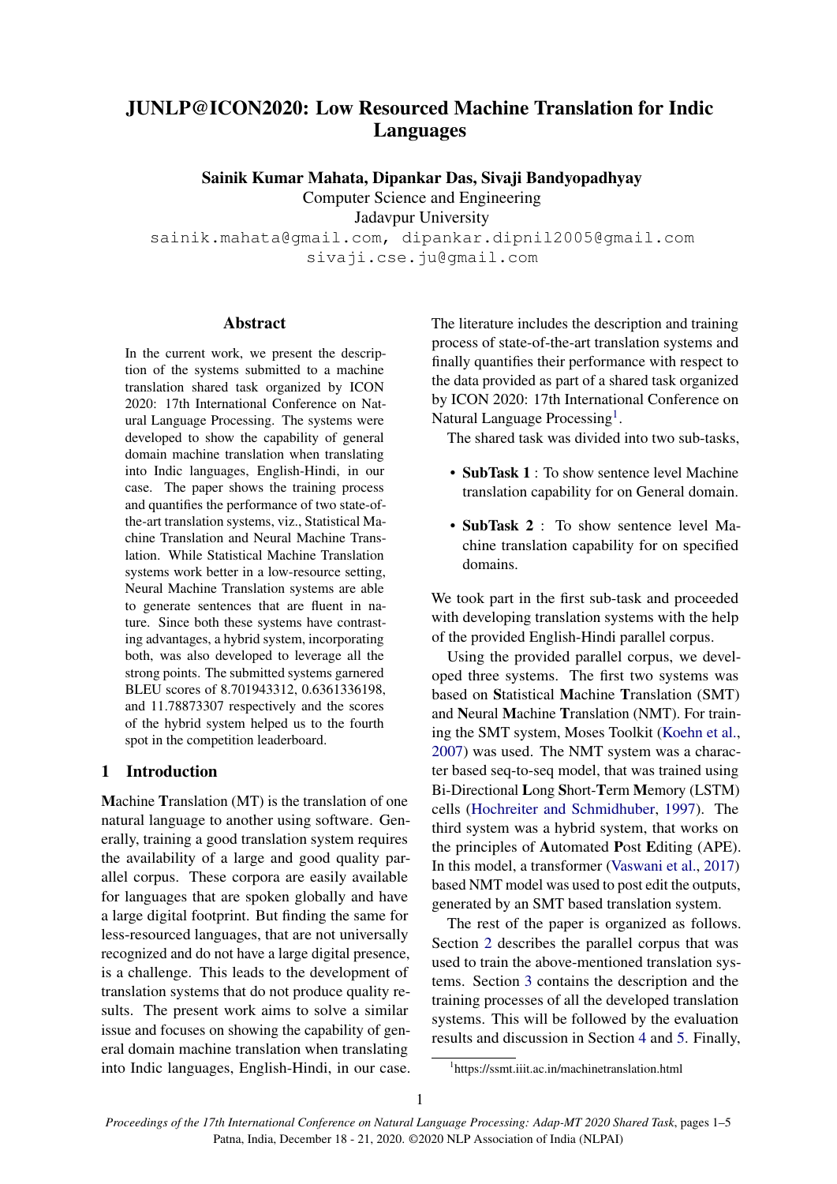# JUNLP@ICON2020: Low Resourced Machine Translation for Indic Languages

**Sainik Kumar Mahata, Dipankar Das, Sivaji Bandyopadhyay**
Computer Science and Engineering
Jadavpur University
sainik.mahata@gmail.com, dipankar.dipnil2005@gmail.com
sivaji.cse.ju@gmail.com

## Abstract

In the current work, we present the description of the systems submitted to a machine translation shared task organized by ICON 2020: 17th International Conference on Natural Language Processing. The systems were developed to show the capability of general domain machine translation when translating into Indic languages, English-Hindi, in our case. The paper shows the training process and quantifies the performance of two state-of-the-art translation systems, viz., Statistical Machine Translation and Neural Machine Translation. While Statistical Machine Translation systems work better in a low-resource setting, Neural Machine Translation systems are able to generate sentences that are fluent in nature. Since both these systems have contrasting advantages, a hybrid system, incorporating both, was also developed to leverage all the strong points. The submitted systems garnered BLEU scores of 8.701943312, 0.6361336198, and 11.78873307 respectively and the scores of the hybrid system helped us to the fourth spot in the competition leaderboard.

## 1 Introduction

**M**achine **T**ranslation (MT) is the translation of one natural language to another using software. Generally, training a good translation system requires the availability of a large and good quality parallel corpus. These corpora are easily available for languages that are spoken globally and have a large digital footprint. But finding the same for less-resourced languages, that are not universally recognized and do not have a large digital presence, is a challenge. This leads to the development of translation systems that do not produce quality results. The present work aims to solve a similar issue and focuses on showing the capability of general domain machine translation when translating into Indic languages, English-Hindi, in our case. The literature includes the description and training process of state-of-the-art translation systems and finally quantifies their performance with respect to the data provided as part of a shared task organized by ICON 2020: 17th International Conference on Natural Language Processing[1].

The shared task was divided into two sub-tasks,

- **SubTask 1** : To show sentence level Machine translation capability for on General domain.
- **SubTask 2** : To show sentence level Machine translation capability for on specified domains.

We took part in the first sub-task and proceeded with developing translation systems with the help of the provided English-Hindi parallel corpus.

Using the provided parallel corpus, we developed three systems. The first two systems was based on **S**tatistical **M**achine **T**ranslation (SMT) and **N**eural **M**achine **T**ranslation (NMT). For training the SMT system, Moses Toolkit (Koehn et al., 2007) was used. The NMT system was a character based seq-to-seq model, that was trained using Bi-Directional **L**ong **S**hort-**T**erm **M**emory (LSTM) cells (Hochreiter and Schmidhuber, 1997). The third system was a hybrid system, that works on the principles of **A**utomated **P**ost **E**diting (APE). In this model, a transformer (Vaswani et al., 2017) based NMT model was used to post edit the outputs, generated by an SMT based translation system.

The rest of the paper is organized as follows. Section 2 describes the parallel corpus that was used to train the above-mentioned translation systems. Section 3 contains the description and the training processes of all the developed translation systems. This will be followed by the evaluation results and discussion in Section 4 and 5. Finally,

[1] https://ssmt.iiit.ac.in/machinetranslation.html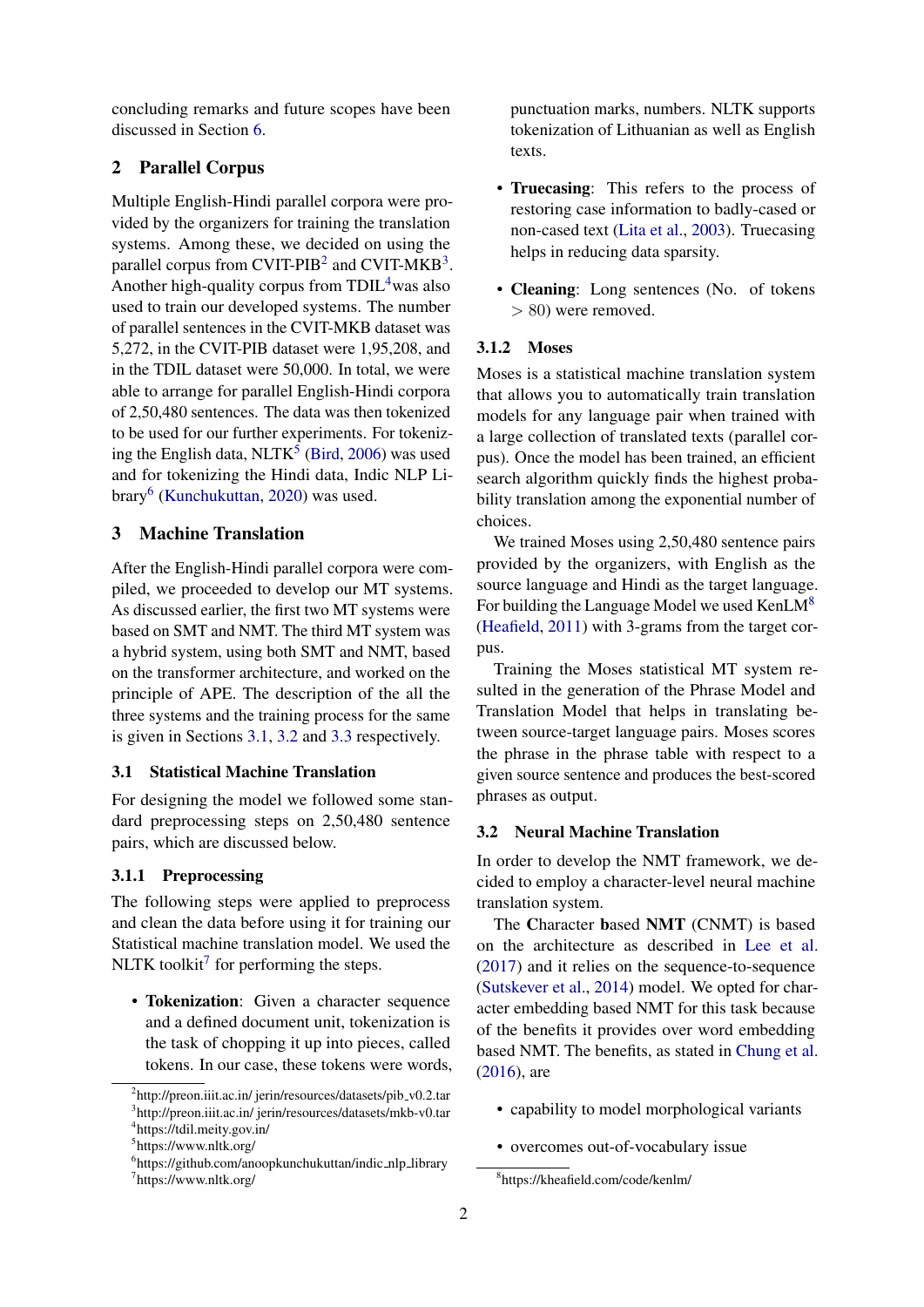concluding remarks and future scopes have been discussed in Section 6.

## 2 Parallel Corpus

Multiple English-Hindi parallel corpora were provided by the organizers for training the translation systems. Among these, we decided on using the parallel corpus from CVIT-PIB[2] and CVIT-MKB[3]. Another high-quality corpus from TDIL[4]was also used to train our developed systems. The number of parallel sentences in the CVIT-MKB dataset was 5,272, in the CVIT-PIB dataset were 1,95,208, and in the TDIL dataset were 50,000. In total, we were able to arrange for parallel English-Hindi corpora of 2,50,480 sentences. The data was then tokenized to be used for our further experiments. For tokenizing the English data, NLTK[5] (Bird, 2006) was used and for tokenizing the Hindi data, Indic NLP Library[6] (Kunchukuttan, 2020) was used.

## 3 Machine Translation

After the English-Hindi parallel corpora were compiled, we proceeded to develop our MT systems. As discussed earlier, the first two MT systems were based on SMT and NMT. The third MT system was a hybrid system, using both SMT and NMT, based on the transformer architecture, and worked on the principle of APE. The description of the all the three systems and the training process for the same is given in Sections 3.1, 3.2 and 3.3 respectively.

### 3.1 Statistical Machine Translation

For designing the model we followed some standard preprocessing steps on 2,50,480 sentence pairs, which are discussed below.

#### 3.1.1 Preprocessing

The following steps were applied to preprocess and clean the data before using it for training our Statistical machine translation model. We used the NLTK toolkit[7] for performing the steps.

- **Tokenization**: Given a character sequence and a defined document unit, tokenization is the task of chopping it up into pieces, called tokens. In our case, these tokens were words, punctuation marks, numbers. NLTK supports tokenization of Lithuanian as well as English texts.
- **Truecasing**: This refers to the process of restoring case information to badly-cased or non-cased text (Lita et al., 2003). Truecasing helps in reducing data sparsity.
- **Cleaning**: Long sentences (No. of tokens $> 80$) were removed.

#### 3.1.2 Moses

Moses is a statistical machine translation system that allows you to automatically train translation models for any language pair when trained with a large collection of translated texts (parallel corpus). Once the model has been trained, an efficient search algorithm quickly finds the highest probability translation among the exponential number of choices.

We trained Moses using 2,50,480 sentence pairs provided by the organizers, with English as the source language and Hindi as the target language. For building the Language Model we used KenLM[8] (Heafield, 2011) with 3-grams from the target corpus.

Training the Moses statistical MT system resulted in the generation of the Phrase Model and Translation Model that helps in translating between source-target language pairs. Moses scores the phrase in the phrase table with respect to a given source sentence and produces the best-scored phrases as output.

### 3.2 Neural Machine Translation

In order to develop the NMT framework, we decided to employ a character-level neural machine translation system.

The **C**haracter **b**ased **NMT** (CNMT) is based on the architecture as described in Lee et al. (2017) and it relies on the sequence-to-sequence (Sutskever et al., 2014) model. We opted for character embedding based NMT for this task because of the benefits it provides over word embedding based NMT. The benefits, as stated in Chung et al. (2016), are

- capability to model morphological variants
- overcomes out-of-vocabulary issue

[2] http://preon.iiit.ac.in/ jerin/resources/datasets/pib_v0.2.tar
[3] http://preon.iiit.ac.in/ jerin/resources/datasets/mkb-v0.tar
[4] https://tdil.meity.gov.in/
[5] https://www.nltk.org/
[6] https://github.com/anoopkunchukuttan/indic_nlp_library
[7] https://www.nltk.org/
[8] https://kheafield.com/code/kenlm/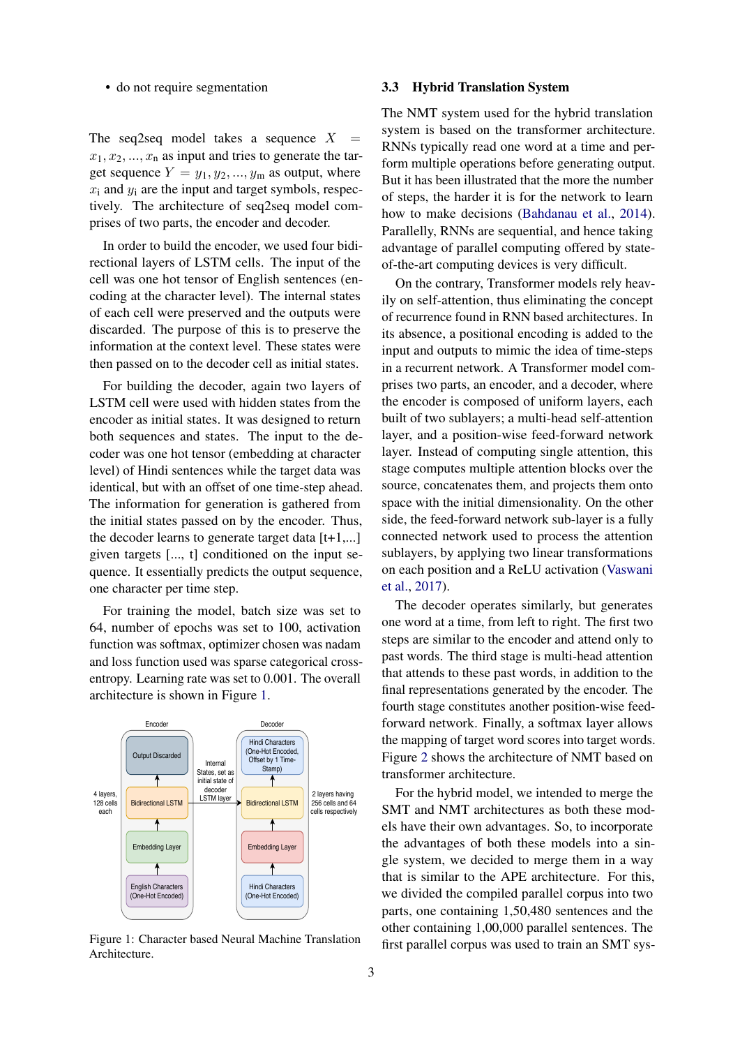- do not require segmentation

The seq2seq model takes a sequence $X = x_1, x_2, ..., x_n$ as input and tries to generate the target sequence $Y = y_1, y_2, ..., y_m$ as output, where $x_i$ and $y_i$ are the input and target symbols, respectively. The architecture of seq2seq model comprises of two parts, the encoder and decoder.

In order to build the encoder, we used four bidirectional layers of LSTM cells. The input of the cell was one hot tensor of English sentences (encoding at the character level). The internal states of each cell were preserved and the outputs were discarded. The purpose of this is to preserve the information at the context level. These states were then passed on to the decoder cell as initial states.

For building the decoder, again two layers of LSTM cell were used with hidden states from the encoder as initial states. It was designed to return both sequences and states. The input to the decoder was one hot tensor (embedding at character level) of Hindi sentences while the target data was identical, but with an offset of one time-step ahead. The information for generation is gathered from the initial states passed on by the encoder. Thus, the decoder learns to generate target data [t+1,...] given targets [..., t] conditioned on the input sequence. It essentially predicts the output sequence, one character per time step.

For training the model, batch size was set to 64, number of epochs was set to 100, activation function was softmax, optimizer chosen was nadam and loss function used was sparse categorical cross-entropy. Learning rate was set to 0.001. The overall architecture is shown in Figure 1.

Figure 1: Character based Neural Machine Translation Architecture.

### 3.3 Hybrid Translation System

The NMT system used for the hybrid translation system is based on the transformer architecture. RNNs typically read one word at a time and perform multiple operations before generating output. But it has been illustrated that the more the number of steps, the harder it is for the network to learn how to make decisions (Bahdanau et al., 2014). Parallelly, RNNs are sequential, and hence taking advantage of parallel computing offered by state-of-the-art computing devices is very difficult.

On the contrary, Transformer models rely heavily on self-attention, thus eliminating the concept of recurrence found in RNN based architectures. In its absence, a positional encoding is added to the input and outputs to mimic the idea of time-steps in a recurrent network. A Transformer model comprises two parts, an encoder, and a decoder, where the encoder is composed of uniform layers, each built of two sublayers; a multi-head self-attention layer, and a position-wise feed-forward network layer. Instead of computing single attention, this stage computes multiple attention blocks over the source, concatenates them, and projects them onto space with the initial dimensionality. On the other side, the feed-forward network sub-layer is a fully connected network used to process the attention sublayers, by applying two linear transformations on each position and a ReLU activation (Vaswani et al., 2017).

The decoder operates similarly, but generates one word at a time, from left to right. The first two steps are similar to the encoder and attend only to past words. The third stage is multi-head attention that attends to these past words, in addition to the final representations generated by the encoder. The fourth stage constitutes another position-wise feed-forward network. Finally, a softmax layer allows the mapping of target word scores into target words. Figure 2 shows the architecture of NMT based on transformer architecture.

For the hybrid model, we intended to merge the SMT and NMT architectures as both these models have their own advantages. So, to incorporate the advantages of both these models into a single system, we decided to merge them in a way that is similar to the APE architecture. For this, we divided the compiled parallel corpus into two parts, one containing 1,50,480 sentences and the other containing 1,00,000 parallel sentences. The first parallel corpus was used to train an SMT sys-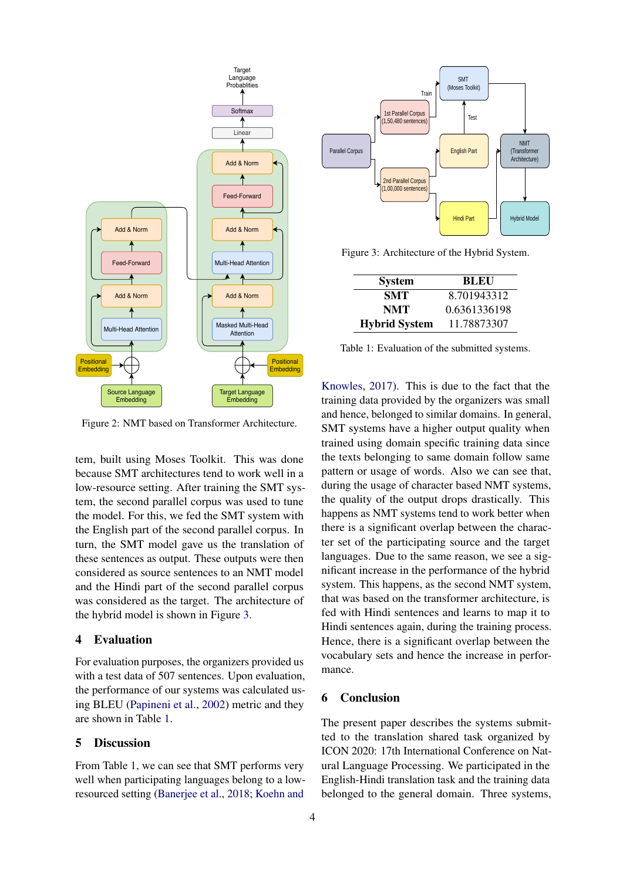Figure 2: NMT based on Transformer Architecture.

Figure 3: Architecture of the Hybrid System.

| System | BLEU |
|---|---|
| SMT | 8.701943312 |
| NMT | 0.6361336198 |
| Hybrid System | 11.78873307 |

Table 1: Evaluation of the submitted systems.

tem, built using Moses Toolkit. This was done because SMT architectures tend to work well in a low-resource setting. After training the SMT system, the second parallel corpus was used to tune the model. For this, we fed the SMT system with the English part of the second parallel corpus. In turn, the SMT model gave us the translation of these sentences as output. These outputs were then considered as source sentences to an NMT model and the Hindi part of the second parallel corpus was considered as the target. The architecture of the hybrid model is shown in Figure 3.

## 4 Evaluation

For evaluation purposes, the organizers provided us with a test data of 507 sentences. Upon evaluation, the performance of our systems was calculated using BLEU (Papineni et al., 2002) metric and they are shown in Table 1.

## 5 Discussion

From Table 1, we can see that SMT performs very well when participating languages belong to a low-resourced setting (Banerjee et al., 2018; Koehn and Knowles, 2017). This is due to the fact that the training data provided by the organizers was small and hence, belonged to similar domains. In general, SMT systems have a higher output quality when trained using domain specific training data since the texts belonging to same domain follow same pattern or usage of words. Also we can see that, during the usage of character based NMT systems, the quality of the output drops drastically. This happens as NMT systems tend to work better when there is a significant overlap between the character set of the participating source and the target languages. Due to the same reason, we see a significant increase in the performance of the hybrid system. This happens, as the second NMT system, that was based on the transformer architecture, is fed with Hindi sentences and learns to map it to Hindi sentences again, during the training process. Hence, there is a significant overlap between the vocabulary sets and hence the increase in performance.

## 6 Conclusion

The present paper describes the systems submitted to the translation shared task organized by ICON 2020: 17th International Conference on Natural Language Processing. We participated in the English-Hindi translation task and the training data belonged to the general domain. Three systems,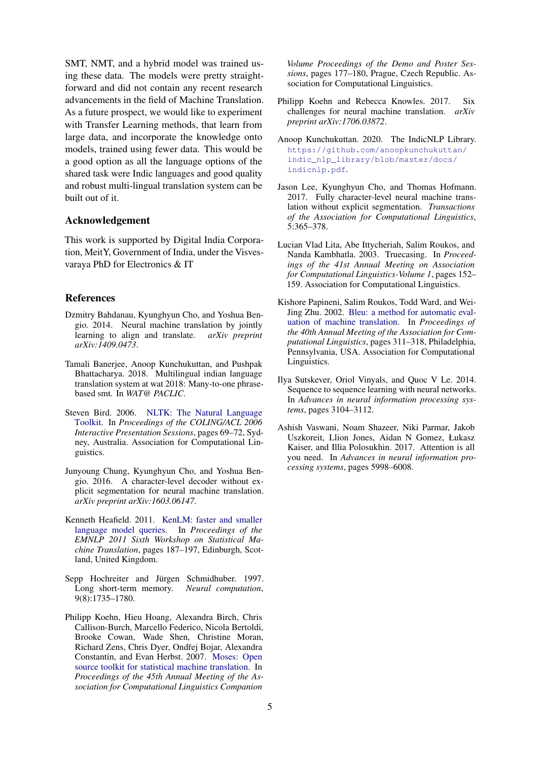SMT, NMT, and a hybrid model was trained using these data. The models were pretty straightforward and did not contain any recent research advancements in the field of Machine Translation. As a future prospect, we would like to experiment with Transfer Learning methods, that learn from large data, and incorporate the knowledge onto models, trained using fewer data. This would be a good option as all the language options of the shared task were Indic languages and good quality and robust multi-lingual translation system can be built out of it.

## Acknowledgement

This work is supported by Digital India Corporation, MeitY, Government of India, under the Visvesvaraya PhD for Electronics & IT

## References

Dzmitry Bahdanau, Kyunghyun Cho, and Yoshua Bengio. 2014. Neural machine translation by jointly learning to align and translate. *arXiv preprint arXiv:1409.0473*.

Tamali Banerjee, Anoop Kunchukuttan, and Pushpak Bhattacharya. 2018. Multilingual indian language translation system at wat 2018: Many-to-one phrase-based smt. In *WAT@ PACLIC*.

Steven Bird. 2006. NLTK: The Natural Language Toolkit. In *Proceedings of the COLING/ACL 2006 Interactive Presentation Sessions*, pages 69–72, Sydney, Australia. Association for Computational Linguistics.

Junyoung Chung, Kyunghyun Cho, and Yoshua Bengio. 2016. A character-level decoder without explicit segmentation for neural machine translation. *arXiv preprint arXiv:1603.06147*.

Kenneth Heafield. 2011. KenLM: faster and smaller language model queries. In *Proceedings of the EMNLP 2011 Sixth Workshop on Statistical Machine Translation*, pages 187–197, Edinburgh, Scotland, United Kingdom.

Sepp Hochreiter and Jürgen Schmidhuber. 1997. Long short-term memory. *Neural computation*, 9(8):1735–1780.

Philipp Koehn, Hieu Hoang, Alexandra Birch, Chris Callison-Burch, Marcello Federico, Nicola Bertoldi, Brooke Cowan, Wade Shen, Christine Moran, Richard Zens, Chris Dyer, Ondřej Bojar, Alexandra Constantin, and Evan Herbst. 2007. Moses: Open source toolkit for statistical machine translation. In *Proceedings of the 45th Annual Meeting of the Association for Computational Linguistics Companion Volume Proceedings of the Demo and Poster Sessions*, pages 177–180, Prague, Czech Republic. Association for Computational Linguistics.

Philipp Koehn and Rebecca Knowles. 2017. Six challenges for neural machine translation. *arXiv preprint arXiv:1706.03872*.

Anoop Kunchukuttan. 2020. The IndicNLP Library. `https://github.com/anoopkunchukuttan/indic_nlp_library/blob/master/docs/indicnlp.pdf`.

Jason Lee, Kyunghyun Cho, and Thomas Hofmann. 2017. Fully character-level neural machine translation without explicit segmentation. *Transactions of the Association for Computational Linguistics*, 5:365–378.

Lucian Vlad Lita, Abe Ittycheriah, Salim Roukos, and Nanda Kambhatla. 2003. Truecasing. In *Proceedings of the 41st Annual Meeting on Association for Computational Linguistics-Volume 1*, pages 152–159. Association for Computational Linguistics.

Kishore Papineni, Salim Roukos, Todd Ward, and Wei-Jing Zhu. 2002. Bleu: a method for automatic evaluation of machine translation. In *Proceedings of the 40th Annual Meeting of the Association for Computational Linguistics*, pages 311–318, Philadelphia, Pennsylvania, USA. Association for Computational Linguistics.

Ilya Sutskever, Oriol Vinyals, and Quoc V Le. 2014. Sequence to sequence learning with neural networks. In *Advances in neural information processing systems*, pages 3104–3112.

Ashish Vaswani, Noam Shazeer, Niki Parmar, Jakob Uszkoreit, Llion Jones, Aidan N Gomez, Łukasz Kaiser, and Illia Polosukhin. 2017. Attention is all you need. In *Advances in neural information processing systems*, pages 5998–6008.